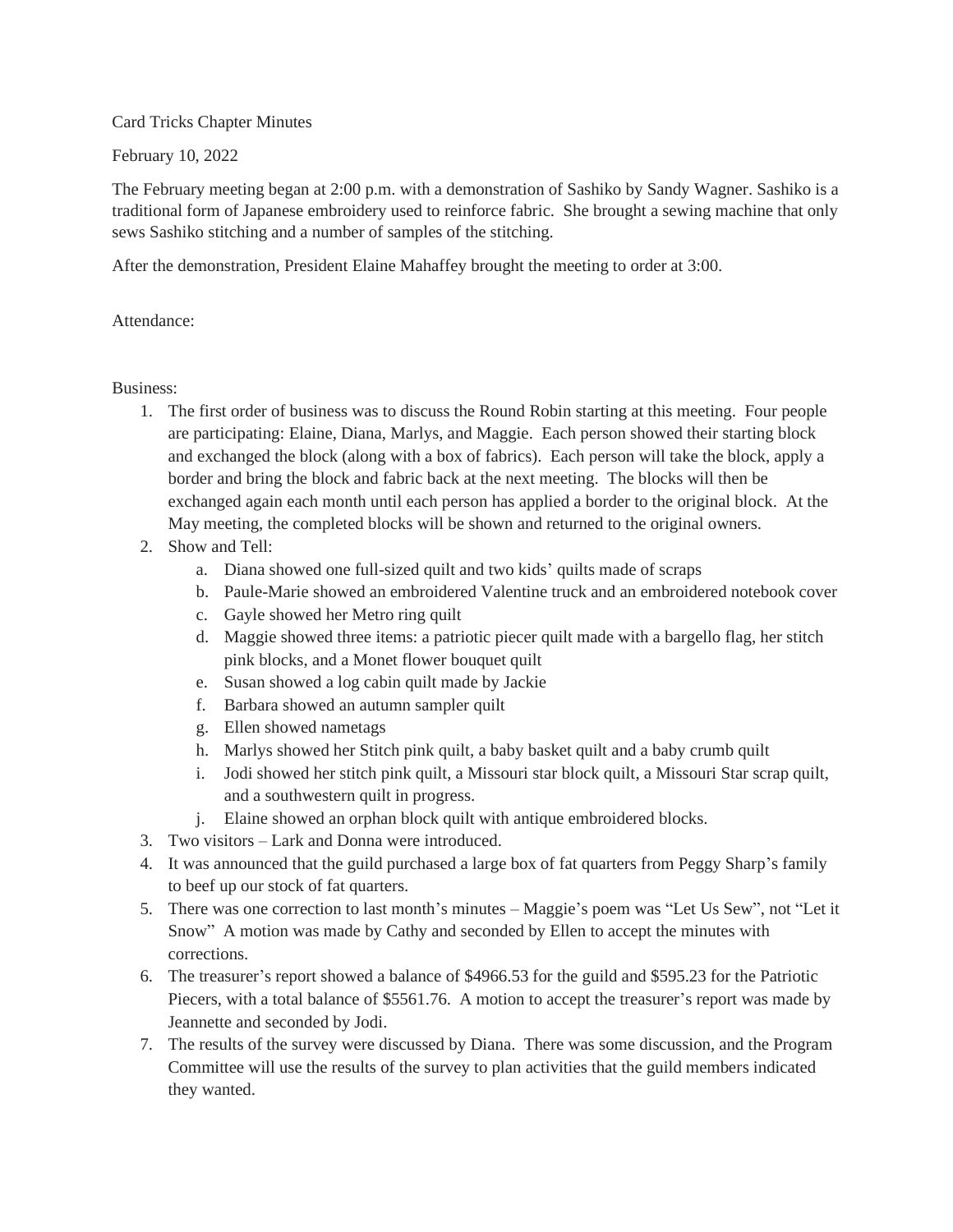Card Tricks Chapter Minutes

February 10, 2022

The February meeting began at 2:00 p.m. with a demonstration of Sashiko by Sandy Wagner. Sashiko is a traditional form of Japanese embroidery used to reinforce fabric. She brought a sewing machine that only sews Sashiko stitching and a number of samples of the stitching.

After the demonstration, President Elaine Mahaffey brought the meeting to order at 3:00.

Attendance:

Business:

1. The first order of business was to discuss the Round Robin starting at this meeting. Four people are participating: Elaine, Diana, Marlys, and Maggie. Each person showed their starting block and exchanged the block (along with a box of fabrics). Each person will take the block, apply a border and bring the block and fabric back at the next meeting. The blocks will then be exchanged again each month until each person has applied a border to the original block. At the May meeting, the completed blocks will be shown and returned to the original owners.
2. Show and Tell:
   a. Diana showed one full-sized quilt and two kids' quilts made of scraps
   b. Paule-Marie showed an embroidered Valentine truck and an embroidered notebook cover
   c. Gayle showed her Metro ring quilt
   d. Maggie showed three items: a patriotic piecer quilt made with a bargello flag, her stitch pink blocks, and a Monet flower bouquet quilt
   e. Susan showed a log cabin quilt made by Jackie
   f. Barbara showed an autumn sampler quilt
   g. Ellen showed nametags
   h. Marlys showed her Stitch pink quilt, a baby basket quilt and a baby crumb quilt
   i. Jodi showed her stitch pink quilt, a Missouri star block quilt, a Missouri Star scrap quilt, and a southwestern quilt in progress.
   j. Elaine showed an orphan block quilt with antique embroidered blocks.
3. Two visitors – Lark and Donna were introduced.
4. It was announced that the guild purchased a large box of fat quarters from Peggy Sharp's family to beef up our stock of fat quarters.
5. There was one correction to last month's minutes – Maggie's poem was "Let Us Sew", not "Let it Snow" A motion was made by Cathy and seconded by Ellen to accept the minutes with corrections.
6. The treasurer's report showed a balance of $4966.53 for the guild and $595.23 for the Patriotic Piecers, with a total balance of $5561.76. A motion to accept the treasurer's report was made by Jeannette and seconded by Jodi.
7. The results of the survey were discussed by Diana. There was some discussion, and the Program Committee will use the results of the survey to plan activities that the guild members indicated they wanted.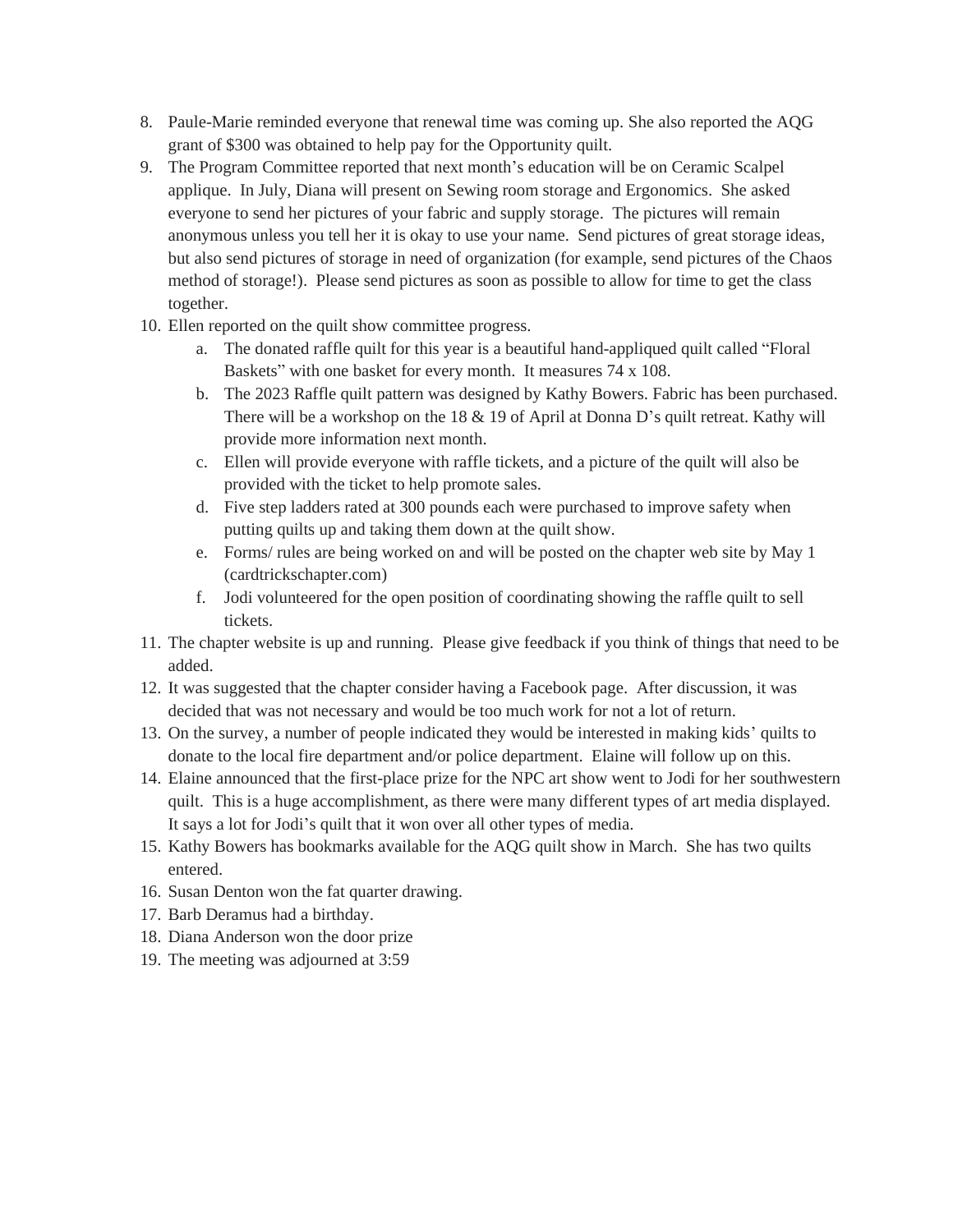8. Paule-Marie reminded everyone that renewal time was coming up. She also reported the AQG grant of $300 was obtained to help pay for the Opportunity quilt.
9. The Program Committee reported that next month's education will be on Ceramic Scalpel applique. In July, Diana will present on Sewing room storage and Ergonomics. She asked everyone to send her pictures of your fabric and supply storage. The pictures will remain anonymous unless you tell her it is okay to use your name. Send pictures of great storage ideas, but also send pictures of storage in need of organization (for example, send pictures of the Chaos method of storage!). Please send pictures as soon as possible to allow for time to get the class together.
10. Ellen reported on the quilt show committee progress.
    a. The donated raffle quilt for this year is a beautiful hand-appliqued quilt called "Floral Baskets" with one basket for every month. It measures 74 x 108.
    b. The 2023 Raffle quilt pattern was designed by Kathy Bowers. Fabric has been purchased. There will be a workshop on the 18 & 19 of April at Donna D's quilt retreat. Kathy will provide more information next month.
    c. Ellen will provide everyone with raffle tickets, and a picture of the quilt will also be provided with the ticket to help promote sales.
    d. Five step ladders rated at 300 pounds each were purchased to improve safety when putting quilts up and taking them down at the quilt show.
    e. Forms/ rules are being worked on and will be posted on the chapter web site by May 1 (cardtrickschapter.com)
    f. Jodi volunteered for the open position of coordinating showing the raffle quilt to sell tickets.
11. The chapter website is up and running. Please give feedback if you think of things that need to be added.
12. It was suggested that the chapter consider having a Facebook page. After discussion, it was decided that was not necessary and would be too much work for not a lot of return.
13. On the survey, a number of people indicated they would be interested in making kids' quilts to donate to the local fire department and/or police department. Elaine will follow up on this.
14. Elaine announced that the first-place prize for the NPC art show went to Jodi for her southwestern quilt. This is a huge accomplishment, as there were many different types of art media displayed. It says a lot for Jodi's quilt that it won over all other types of media.
15. Kathy Bowers has bookmarks available for the AQG quilt show in March. She has two quilts entered.
16. Susan Denton won the fat quarter drawing.
17. Barb Deramus had a birthday.
18. Diana Anderson won the door prize
19. The meeting was adjourned at 3:59